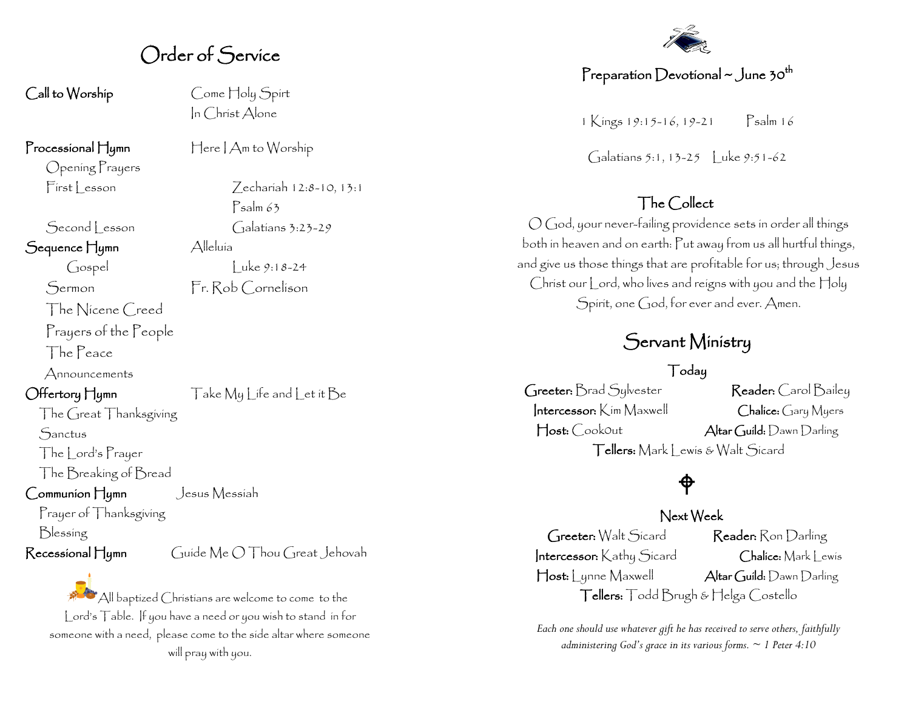# Order of Service

**Call to Worship** — Come Holy Spirt
In Christ Alone

**Processional Hymn** — Here I Am to Worship

Opening Prayers

First Lesson — Zechariah 12:8-10, 13:1
Psalm 63

Second Lesson — Galatians 3:23-29

**Sequence Hymn** — Alleluia

Gospel — Luke 9:18-24

Sermon — Fr. Rob Cornelison

The Nicene Creed

Prayers of the People

The Peace

Announcements

**Offertory Hymn** — Take My Life and Let it Be

The Great Thanksgiving

Sanctus

The Lord's Prayer

The Breaking of Bread

**Communion Hymn** — Jesus Messiah

Prayer of Thanksgiving

Blessing

**Recessional Hymn** — Guide Me O Thou Great Jehovah

All baptized Christians are welcome to come to the Lord's Table. If you have a need or you wish to stand in for someone with a need, please come to the side altar where someone will pray with you.

## Preparation Devotional ~ June 30th

1 Kings 19:15-16, 19-21 — Psalm 16

Galatians 5:1, 13-25 — Luke 9:51-62

## The Collect

O God, your never-failing providence sets in order all things both in heaven and on earth: Put away from us all hurtful things, and give us those things that are profitable for us; through Jesus Christ our Lord, who lives and reigns with you and the Holy Spirit, one God, for ever and ever. Amen.

## Servant Ministry

### Today

**Greeter:** Brad Sylvester — **Reader:** Carol Bailey
**Intercessor:** Kim Maxwell — **Chalice:** Gary Myers
**Host:** CookOut — **Altar Guild:** Dawn Darling
**Tellers:** Mark Lewis & Walt Sicard

### Next Week

**Greeter:** Walt Sicard — **Reader:** Ron Darling
**Intercessor:** Kathy Sicard — **Chalice:** Mark Lewis
**Host:** Lynne Maxwell — **Altar Guild:** Dawn Darling
**Tellers:** Todd Brugh & Helga Costello

*Each one should use whatever gift he has received to serve others, faithfully administering God's grace in its various forms. ~ 1 Peter 4:10*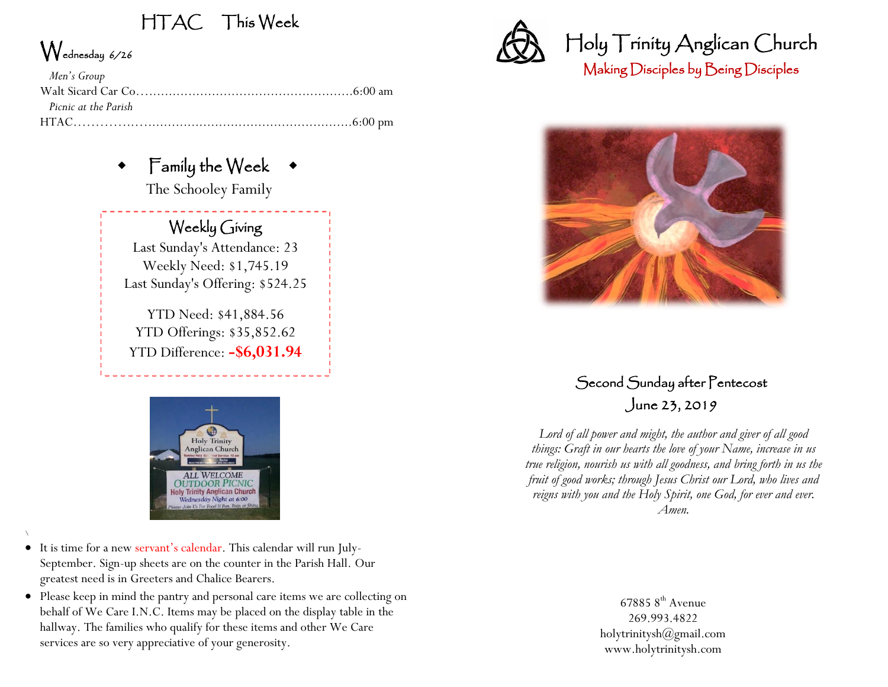# HTAC This Week

## Wednesday 6/26

*Men's Group*

Walt Sicard Car Co……………………………………………………6:00 am

*Picnic at the Parish*

HTAC…………………………………………………………………6:00 pm

## ◆ Family the Week ◆

The Schooley Family

## Weekly Giving

Last Sunday's Attendance: 23

Weekly Need: $1,745.19

Last Sunday's Offering: $524.25

YTD Need: $41,884.56

YTD Offerings: $35,852.62

YTD Difference: **-$6,031.94**

\

- It is time for a new servant's calendar. This calendar will run July-September. Sign-up sheets are on the counter in the Parish Hall. Our greatest need is in Greeters and Chalice Bearers.
- Please keep in mind the pantry and personal care items we are collecting on behalf of We Care I.N.C. Items may be placed on the display table in the hallway. The families who qualify for these items and other We Care services are so very appreciative of your generosity.

# Holy Trinity Anglican Church

Making Disciples by Being Disciples

## Second Sunday after Pentecost

## June 23, 2019

*Lord of all power and might, the author and giver of all good things: Graft in our hearts the love of your Name, increase in us true religion, nourish us with all goodness, and bring forth in us the fruit of good works; through Jesus Christ our Lord, who lives and reigns with you and the Holy Spirit, one God, for ever and ever. Amen.*

67885 8th Avenue

269.993.4822

holytrinitysh@gmail.com

www.holytrinitysh.com